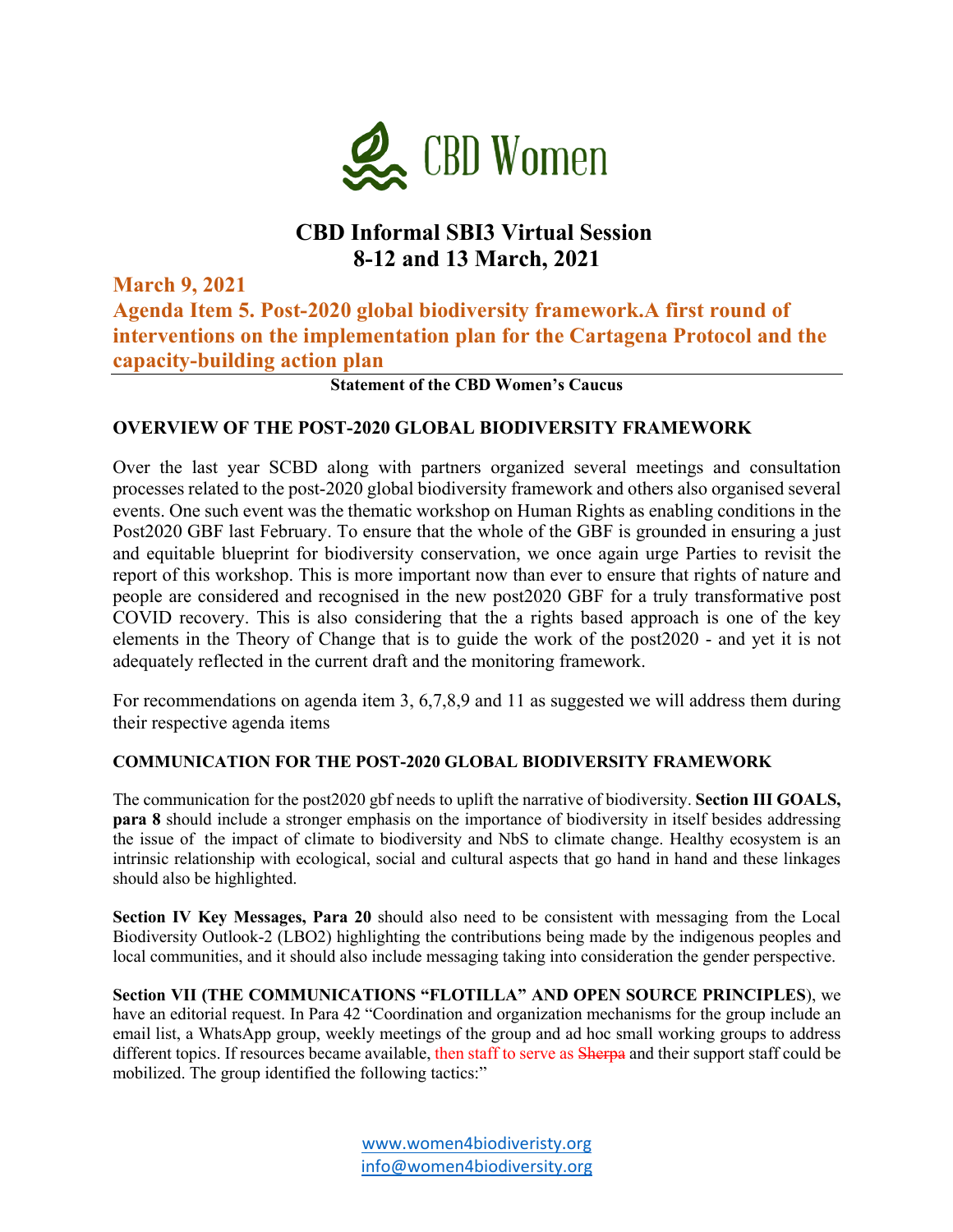CBD Women

# CBD Informal SBI3 Virtual Session
# 8-12 and 13 March, 2021

## March 9, 2021
## Agenda Item 5. Post-2020 global biodiversity framework.A first round of interventions on the implementation plan for the Cartagena Protocol and the capacity-building action plan

**Statement of the CBD Women's Caucus**

### OVERVIEW OF THE POST-2020 GLOBAL BIODIVERSITY FRAMEWORK

Over the last year SCBD along with partners organized several meetings and consultation processes related to the post-2020 global biodiversity framework and others also organised several events. One such event was the thematic workshop on Human Rights as enabling conditions in the Post2020 GBF last February. To ensure that the whole of the GBF is grounded in ensuring a just and equitable blueprint for biodiversity conservation, we once again urge Parties to revisit the report of this workshop. This is more important now than ever to ensure that rights of nature and people are considered and recognised in the new post2020 GBF for a truly transformative post COVID recovery. This is also considering that the a rights based approach is one of the key elements in the Theory of Change that is to guide the work of the post2020 - and yet it is not adequately reflected in the current draft and the monitoring framework.

For recommendations on agenda item 3, 6,7,8,9 and 11 as suggested we will address them during their respective agenda items

### COMMUNICATION FOR THE POST-2020 GLOBAL BIODIVERSITY FRAMEWORK

The communication for the post2020 gbf needs to uplift the narrative of biodiversity. **Section III GOALS, para 8** should include a stronger emphasis on the importance of biodiversity in itself besides addressing the issue of the impact of climate to biodiversity and NbS to climate change. Healthy ecosystem is an intrinsic relationship with ecological, social and cultural aspects that go hand in hand and these linkages should also be highlighted.

**Section IV Key Messages, Para 20** should also need to be consistent with messaging from the Local Biodiversity Outlook-2 (LBO2) highlighting the contributions being made by the indigenous peoples and local communities, and it should also include messaging taking into consideration the gender perspective.

**Section VII (THE COMMUNICATIONS "FLOTILLA" AND OPEN SOURCE PRINCIPLES**), we have an editorial request. In Para 42 "Coordination and organization mechanisms for the group include an email list, a WhatsApp group, weekly meetings of the group and ad hoc small working groups to address different topics. If resources became available, then staff to serve as ~~Sherpa~~ and their support staff could be mobilized. The group identified the following tactics:"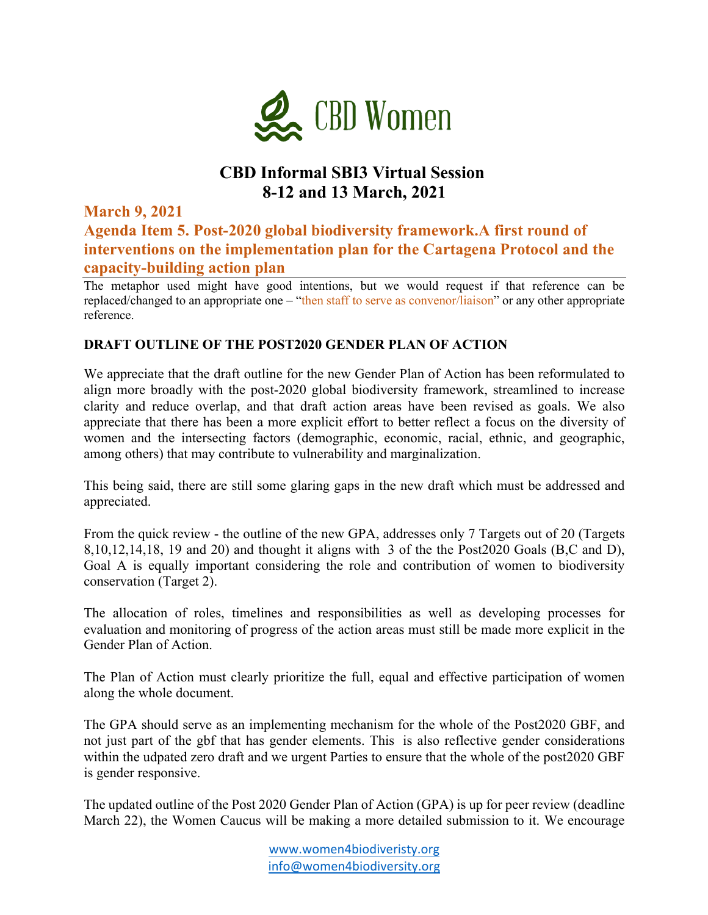# CBD Women

## CBD Informal SBI3 Virtual Session
## 8-12 and 13 March, 2021

### March 9, 2021
### Agenda Item 5. Post-2020 global biodiversity framework.A first round of interventions on the implementation plan for the Cartagena Protocol and the capacity-building action plan

The metaphor used might have good intentions, but we would request if that reference can be replaced/changed to an appropriate one – "then staff to serve as convenor/liaison" or any other appropriate reference.

**DRAFT OUTLINE OF THE POST2020 GENDER PLAN OF ACTION**

We appreciate that the draft outline for the new Gender Plan of Action has been reformulated to align more broadly with the post-2020 global biodiversity framework, streamlined to increase clarity and reduce overlap, and that draft action areas have been revised as goals. We also appreciate that there has been a more explicit effort to better reflect a focus on the diversity of women and the intersecting factors (demographic, economic, racial, ethnic, and geographic, among others) that may contribute to vulnerability and marginalization.

This being said, there are still some glaring gaps in the new draft which must be addressed and appreciated.

From the quick review - the outline of the new GPA, addresses only 7 Targets out of 20 (Targets 8,10,12,14,18, 19 and 20) and thought it aligns with 3 of the the Post2020 Goals (B,C and D), Goal A is equally important considering the role and contribution of women to biodiversity conservation (Target 2).

The allocation of roles, timelines and responsibilities as well as developing processes for evaluation and monitoring of progress of the action areas must still be made more explicit in the Gender Plan of Action.

The Plan of Action must clearly prioritize the full, equal and effective participation of women along the whole document.

The GPA should serve as an implementing mechanism for the whole of the Post2020 GBF, and not just part of the gbf that has gender elements. This is also reflective gender considerations within the udpated zero draft and we urgent Parties to ensure that the whole of the post2020 GBF is gender responsive.

The updated outline of the Post 2020 Gender Plan of Action (GPA) is up for peer review (deadline March 22), the Women Caucus will be making a more detailed submission to it. We encourage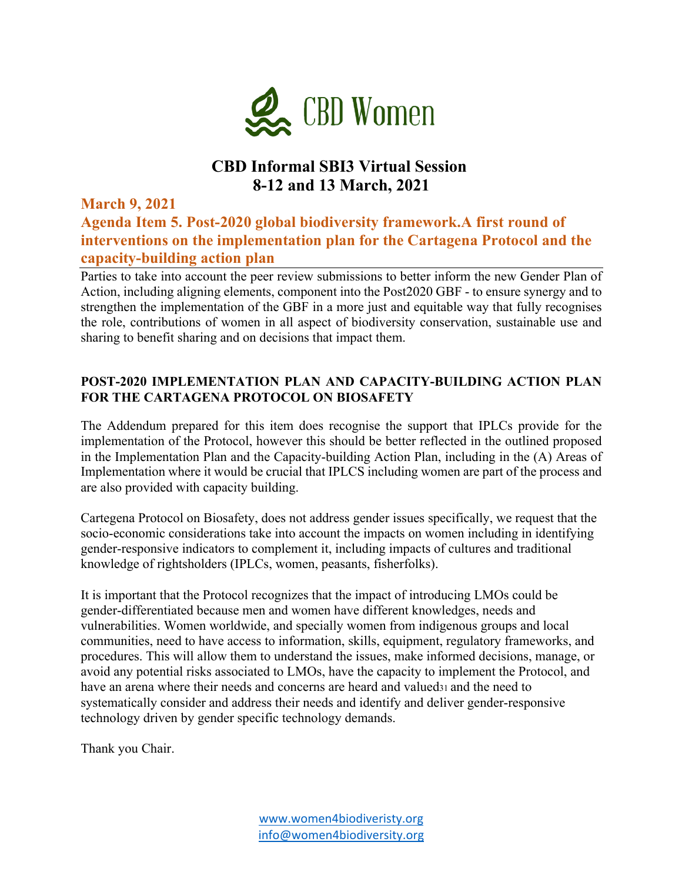CBD Women

# CBD Informal SBI3 Virtual Session
# 8-12 and 13 March, 2021

## March 9, 2021

## Agenda Item 5. Post-2020 global biodiversity framework.A first round of interventions on the implementation plan for the Cartagena Protocol and the capacity-building action plan

Parties to take into account the peer review submissions to better inform the new Gender Plan of Action, including aligning elements, component into the Post2020 GBF - to ensure synergy and to strengthen the implementation of the GBF in a more just and equitable way that fully recognises the role, contributions of women in all aspect of biodiversity conservation, sustainable use and sharing to benefit sharing and on decisions that impact them.

**POST-2020 IMPLEMENTATION PLAN AND CAPACITY-BUILDING ACTION PLAN FOR THE CARTAGENA PROTOCOL ON BIOSAFETY**

The Addendum prepared for this item does recognise the support that IPLCs provide for the implementation of the Protocol, however this should be better reflected in the outlined proposed in the Implementation Plan and the Capacity-building Action Plan, including in the (A) Areas of Implementation where it would be crucial that IPLCS including women are part of the process and are also provided with capacity building.

Cartegena Protocol on Biosafety, does not address gender issues specifically, we request that the socio-economic considerations take into account the impacts on women including in identifying gender-responsive indicators to complement it, including impacts of cultures and traditional knowledge of rightsholders (IPLCs, women, peasants, fisherfolks).

It is important that the Protocol recognizes that the impact of introducing LMOs could be gender-differentiated because men and women have different knowledges, needs and vulnerabilities. Women worldwide, and specially women from indigenous groups and local communities, need to have access to information, skills, equipment, regulatory frameworks, and procedures. This will allow them to understand the issues, make informed decisions, manage, or avoid any potential risks associated to LMOs, have the capacity to implement the Protocol, and have an arena where their needs and concerns are heard and valued[31] and the need to systematically consider and address their needs and identify and deliver gender-responsive technology driven by gender specific technology demands.

Thank you Chair.

www.women4biodiveristy.org
info@women4biodiversity.org